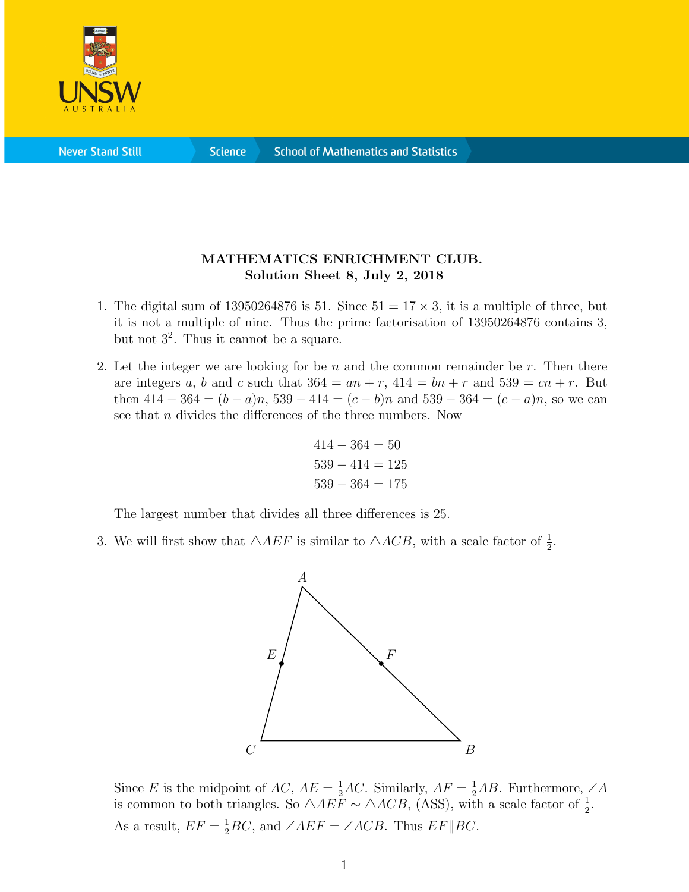**MATHEMATICS ENRICHMENT CLUB.**
**Solution Sheet 8, July 2, 2018**

1. The digital sum of 13950264876 is 51. Since $51 = 17 \times 3$, it is a multiple of three, but it is not a multiple of nine. Thus the prime factorisation of 13950264876 contains 3, but not $3^2$. Thus it cannot be a square.

2. Let the integer we are looking for be $n$ and the common remainder be $r$. Then there are integers $a$, $b$ and $c$ such that $364 = an + r$, $414 = bn + r$ and $539 = cn + r$. But then $414 - 364 = (b - a)n$, $539 - 414 = (c - b)n$ and $539 - 364 = (c - a)n$, so we can see that $n$ divides the differences of the three numbers. Now

$$414 - 364 = 50$$
$$539 - 414 = 125$$
$$539 - 364 = 175$$

The largest number that divides all three differences is 25.

3. We will first show that $\triangle AEF$ is similar to $\triangle ACB$, with a scale factor of $\frac{1}{2}$.

Since $E$ is the midpoint of $AC$, $AE = \frac{1}{2}AC$. Similarly, $AF = \frac{1}{2}AB$. Furthermore, $\angle A$ is common to both triangles. So $\triangle AEF \sim \triangle ACB$, (ASS), with a scale factor of $\frac{1}{2}$. As a result, $EF = \frac{1}{2}BC$, and $\angle AEF = \angle ACB$. Thus $EF \| BC$.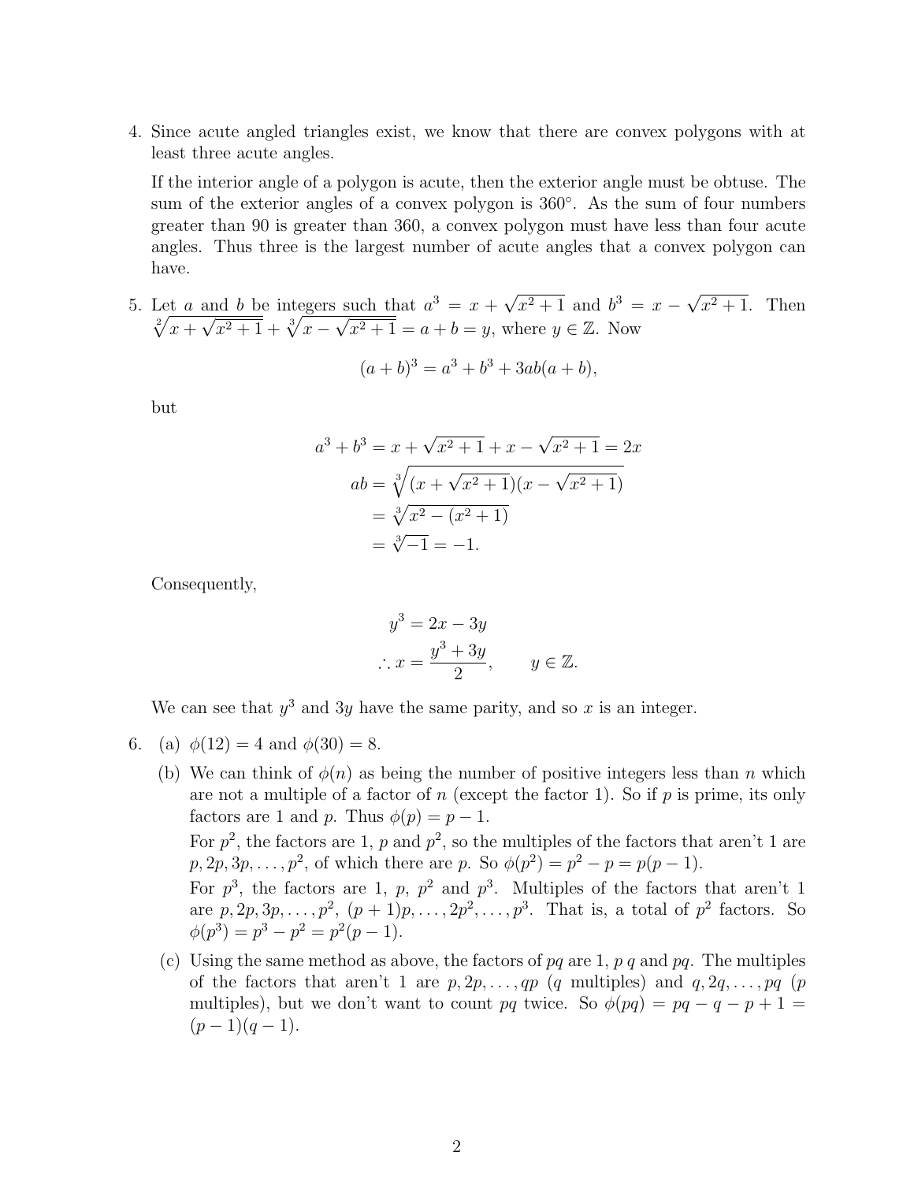4. Since acute angled triangles exist, we know that there are convex polygons with at least three acute angles.

   If the interior angle of a polygon is acute, then the exterior angle must be obtuse. The sum of the exterior angles of a convex polygon is 360°. As the sum of four numbers greater than 90 is greater than 360, a convex polygon must have less than four acute angles. Thus three is the largest number of acute angles that a convex polygon can have.

5. Let $a$ and $b$ be integers such that $a^3 = x + \sqrt{x^2+1}$ and $b^3 = x - \sqrt{x^2+1}$. Then $\sqrt[2]{x+\sqrt{x^2+1}} + \sqrt[3]{x-\sqrt{x^2+1}} = a + b = y$, where $y \in \mathbb{Z}$. Now

$$(a+b)^3 = a^3 + b^3 + 3ab(a+b),$$

   but

$$\begin{aligned}
a^3 + b^3 &= x + \sqrt{x^2+1} + x - \sqrt{x^2+1} = 2x \\
ab &= \sqrt[3]{(x+\sqrt{x^2+1})(x-\sqrt{x^2+1})} \\
&= \sqrt[3]{x^2 - (x^2+1)} \\
&= \sqrt[3]{-1} = -1.
\end{aligned}$$

   Consequently,

$$\begin{aligned}
y^3 &= 2x - 3y \\
\therefore x &= \frac{y^3+3y}{2}, \qquad y \in \mathbb{Z}.
\end{aligned}$$

   We can see that $y^3$ and $3y$ have the same parity, and so $x$ is an integer.

6. (a) $\phi(12) = 4$ and $\phi(30) = 8$.

   (b) We can think of $\phi(n)$ as being the number of positive integers less than $n$ which are not a multiple of a factor of $n$ (except the factor 1). So if $p$ is prime, its only factors are 1 and $p$. Thus $\phi(p) = p - 1$.

   For $p^2$, the factors are 1, $p$ and $p^2$, so the multiples of the factors that aren't 1 are $p, 2p, 3p, \ldots, p^2$, of which there are $p$. So $\phi(p^2) = p^2 - p = p(p-1)$.

   For $p^3$, the factors are 1, $p$, $p^2$ and $p^3$. Multiples of the factors that aren't 1 are $p, 2p, 3p, \ldots, p^2$, $(p+1)p, \ldots, 2p^2, \ldots, p^3$. That is, a total of $p^2$ factors. So $\phi(p^3) = p^3 - p^2 = p^2(p-1)$.

   (c) Using the same method as above, the factors of $pq$ are 1, $p$ $q$ and $pq$. The multiples of the factors that aren't 1 are $p, 2p, \ldots, qp$ ($q$ multiples) and $q, 2q, \ldots, pq$ ($p$ multiples), but we don't want to count $pq$ twice. So $\phi(pq) = pq - q - p + 1 = (p-1)(q-1)$.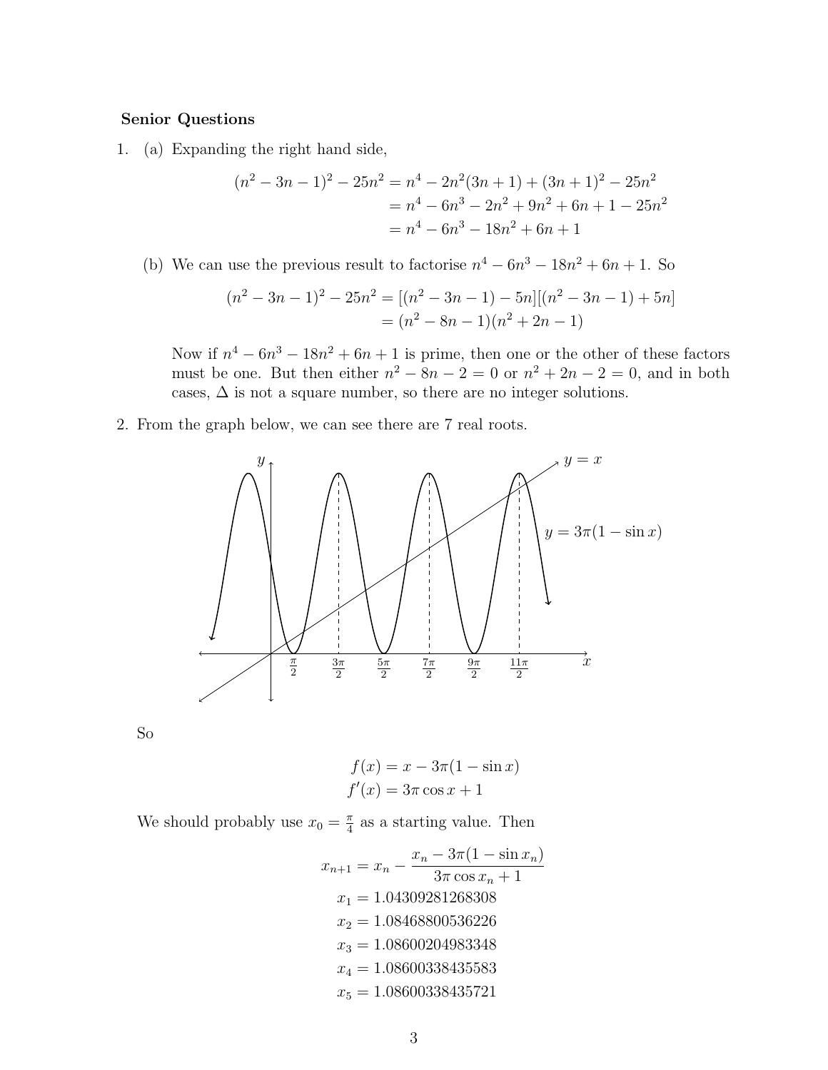**Senior Questions**

1. (a) Expanding the right hand side,

$$\begin{aligned}(n^2 - 3n - 1)^2 - 25n^2 &= n^4 - 2n^2(3n + 1) + (3n + 1)^2 - 25n^2 \\ &= n^4 - 6n^3 - 2n^2 + 9n^2 + 6n + 1 - 25n^2 \\ &= n^4 - 6n^3 - 18n^2 + 6n + 1\end{aligned}$$

   (b) We can use the previous result to factorise $n^4 - 6n^3 - 18n^2 + 6n + 1$. So

$$\begin{aligned}(n^2 - 3n - 1)^2 - 25n^2 &= [(n^2 - 3n - 1) - 5n][(n^2 - 3n - 1) + 5n] \\ &= (n^2 - 8n - 1)(n^2 + 2n - 1)\end{aligned}$$

   Now if $n^4 - 6n^3 - 18n^2 + 6n + 1$ is prime, then one or the other of these factors must be one. But then either $n^2 - 8n - 2 = 0$ or $n^2 + 2n - 2 = 0$, and in both cases, $\Delta$ is not a square number, so there are no integer solutions.

2. From the graph below, we can see there are 7 real roots.

   So

$$\begin{aligned}f(x) &= x - 3\pi(1 - \sin x) \\ f'(x) &= 3\pi \cos x + 1\end{aligned}$$

   We should probably use $x_0 = \frac{\pi}{4}$ as a starting value. Then

$$\begin{aligned}x_{n+1} &= x_n - \frac{x_n - 3\pi(1 - \sin x_n)}{3\pi \cos x_n + 1} \\ x_1 &= 1.04309281268308 \\ x_2 &= 1.08468800536226 \\ x_3 &= 1.08600204983348 \\ x_4 &= 1.08600338435583 \\ x_5 &= 1.08600338435721\end{aligned}$$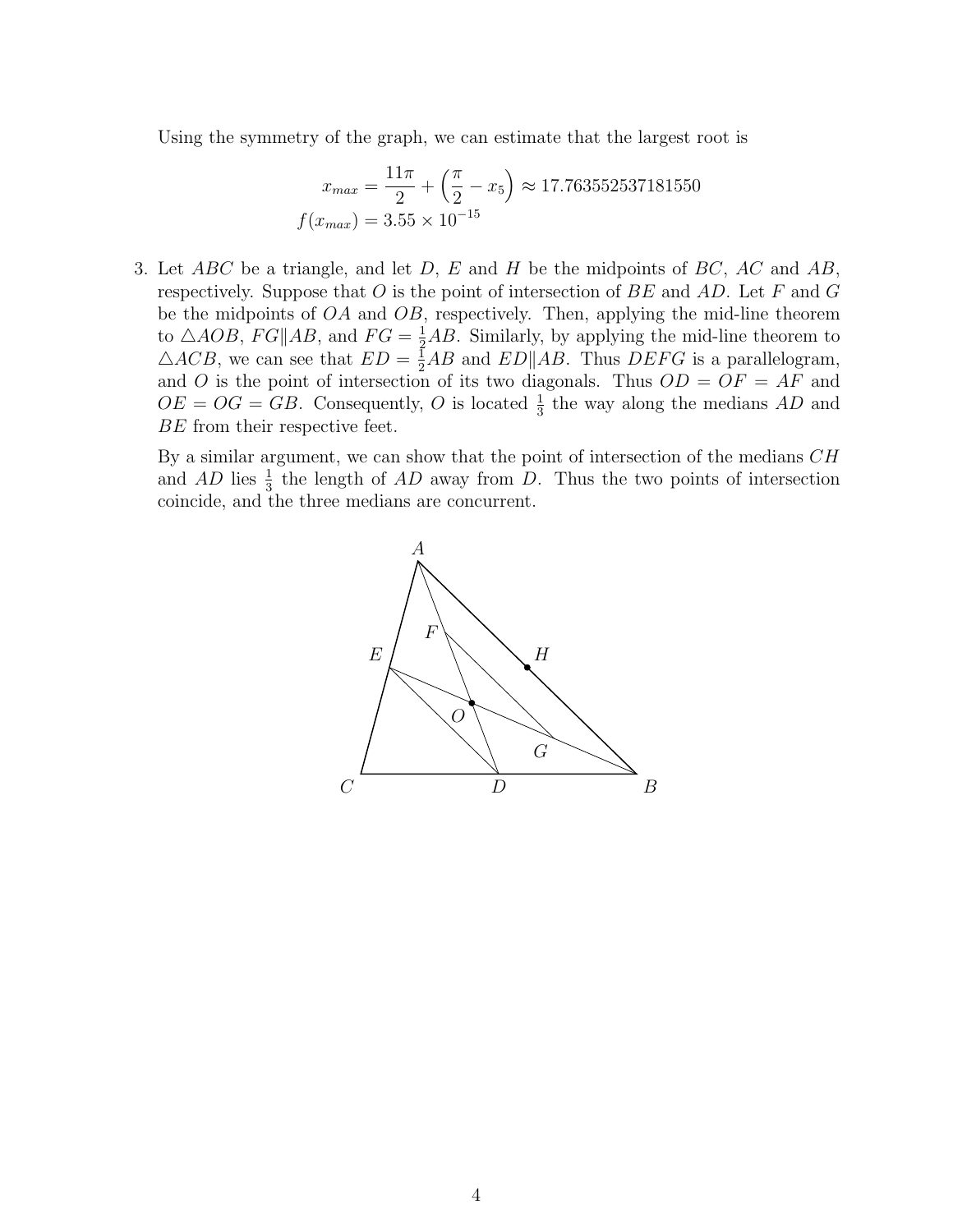Using the symmetry of the graph, we can estimate that the largest root is

$$
\begin{aligned}
x_{max} &= \frac{11\pi}{2} + \left(\frac{\pi}{2} - x_5\right) \approx 17.763552537181550 \\
f(x_{max}) &= 3.55 \times 10^{-15}
\end{aligned}
$$

3. Let $ABC$ be a triangle, and let $D$, $E$ and $H$ be the midpoints of $BC$, $AC$ and $AB$, respectively. Suppose that $O$ is the point of intersection of $BE$ and $AD$. Let $F$ and $G$ be the midpoints of $OA$ and $OB$, respectively. Then, applying the mid-line theorem to $\triangle AOB$, $FG \| AB$, and $FG = \frac{1}{2}AB$. Similarly, by applying the mid-line theorem to $\triangle ACB$, we can see that $ED = \frac{1}{2}AB$ and $ED \| AB$. Thus $DEFG$ is a parallelogram, and $O$ is the point of intersection of its two diagonals. Thus $OD = OF = AF$ and $OE = OG = GB$. Consequently, $O$ is located $\frac{1}{3}$ the way along the medians $AD$ and $BE$ from their respective feet.

   By a similar argument, we can show that the point of intersection of the medians $CH$ and $AD$ lies $\frac{1}{3}$ the length of $AD$ away from $D$. Thus the two points of intersection coincide, and the three medians are concurrent.

A

F

E

H

O

G

C

D

B